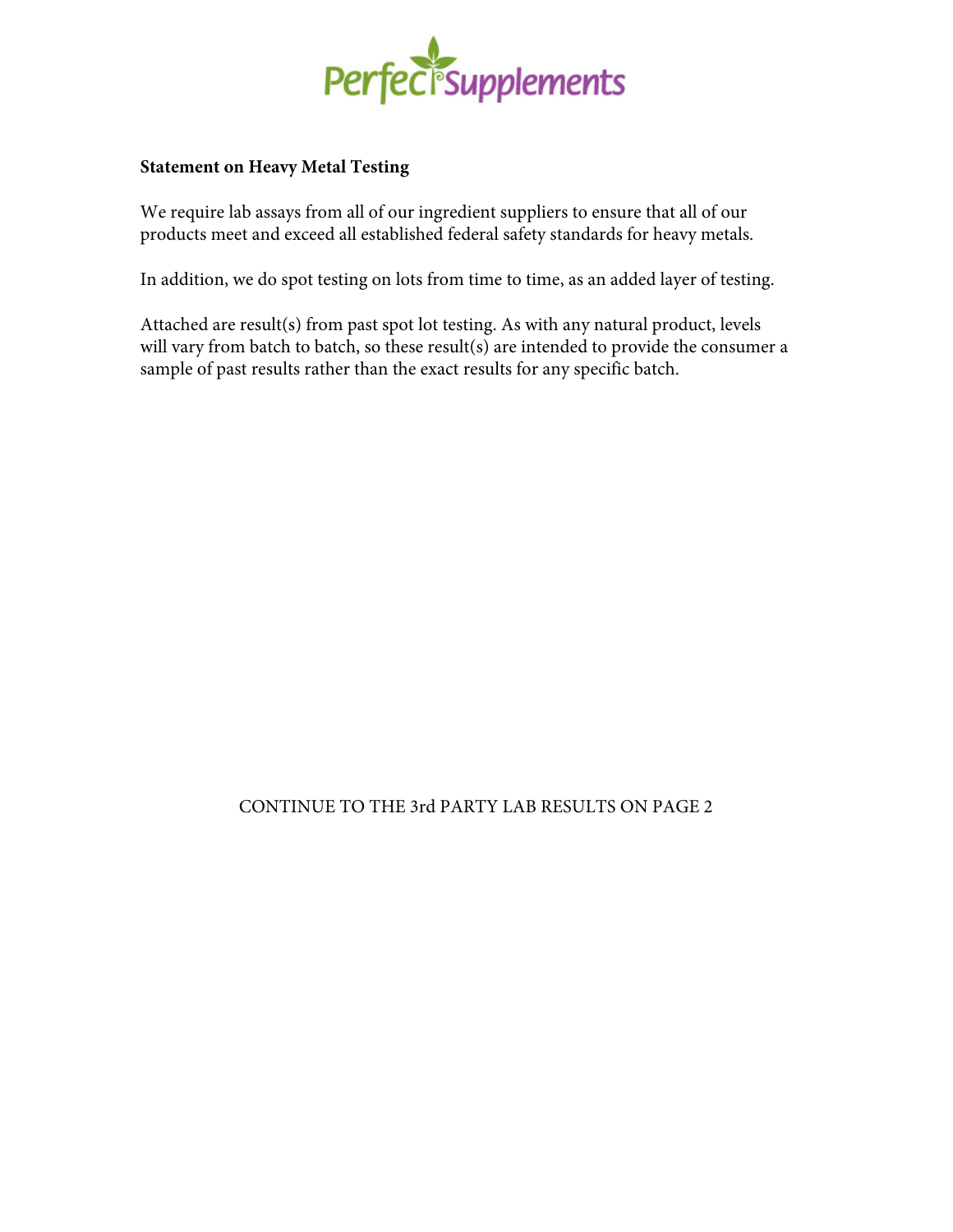PerfectSupplements

**Statement on Heavy Metal Testing**

We require lab assays from all of our ingredient suppliers to ensure that all of our products meet and exceed all established federal safety standards for heavy metals.

In addition, we do spot testing on lots from time to time, as an added layer of testing.

Attached are result(s) from past spot lot testing. As with any natural product, levels will vary from batch to batch, so these result(s) are intended to provide the consumer a sample of past results rather than the exact results for any specific batch.

CONTINUE TO THE 3rd PARTY LAB RESULTS ON PAGE 2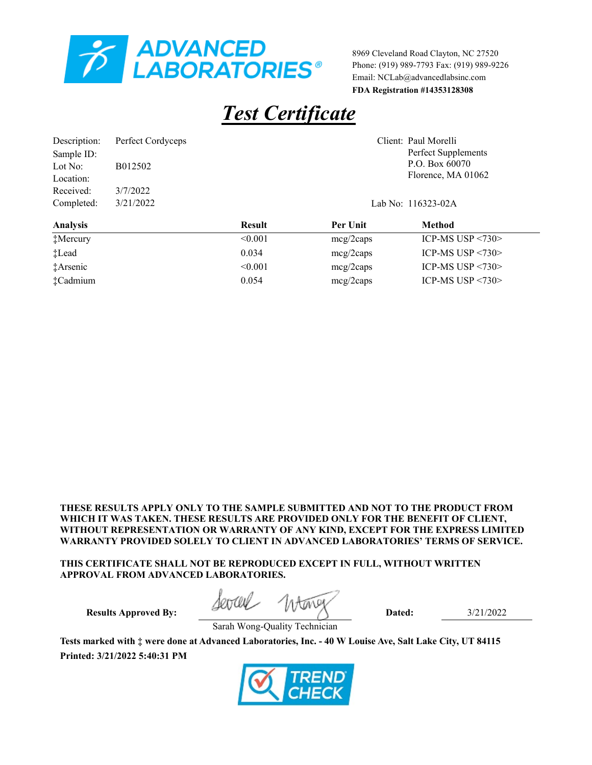ADVANCED LABORATORIES®

8969 Cleveland Road Clayton, NC 27520
Phone: (919) 989-7793 Fax: (919) 989-9226
Email: NCLab@advancedlabsinc.com
**FDA Registration #14353128308**

# ***Test Certificate***

Description: Perfect Cordyceps
Sample ID:
Lot No: B012502
Location:
Received: 3/7/2022
Completed: 3/21/2022

Client: Paul Morelli
Perfect Supplements
P.O. Box 60070
Florence, MA 01062

Lab No: 116323-02A

| Analysis | Result | Per Unit | Method |
|---|---|---|---|
| ‡Mercury | <0.001 | mcg/2caps | ICP-MS USP <730> |
| ‡Lead | 0.034 | mcg/2caps | ICP-MS USP <730> |
| ‡Arsenic | <0.001 | mcg/2caps | ICP-MS USP <730> |
| ‡Cadmium | 0.054 | mcg/2caps | ICP-MS USP <730> |

**THESE RESULTS APPLY ONLY TO THE SAMPLE SUBMITTED AND NOT TO THE PRODUCT FROM WHICH IT WAS TAKEN. THESE RESULTS ARE PROVIDED ONLY FOR THE BENEFIT OF CLIENT, WITHOUT REPRESENTATION OR WARRANTY OF ANY KIND, EXCEPT FOR THE EXPRESS LIMITED WARRANTY PROVIDED SOLELY TO CLIENT IN ADVANCED LABORATORIES' TERMS OF SERVICE.**

**THIS CERTIFICATE SHALL NOT BE REPRODUCED EXCEPT IN FULL, WITHOUT WRITTEN APPROVAL FROM ADVANCED LABORATORIES.**

**Results Approved By:** Sarah Wong-Quality Technician **Dated:** 3/21/2022

**Tests marked with ‡ were done at Advanced Laboratories, Inc. - 40 W Louise Ave, Salt Lake City, UT 84115**
**Printed: 3/21/2022 5:40:31 PM**

TREND CHECK